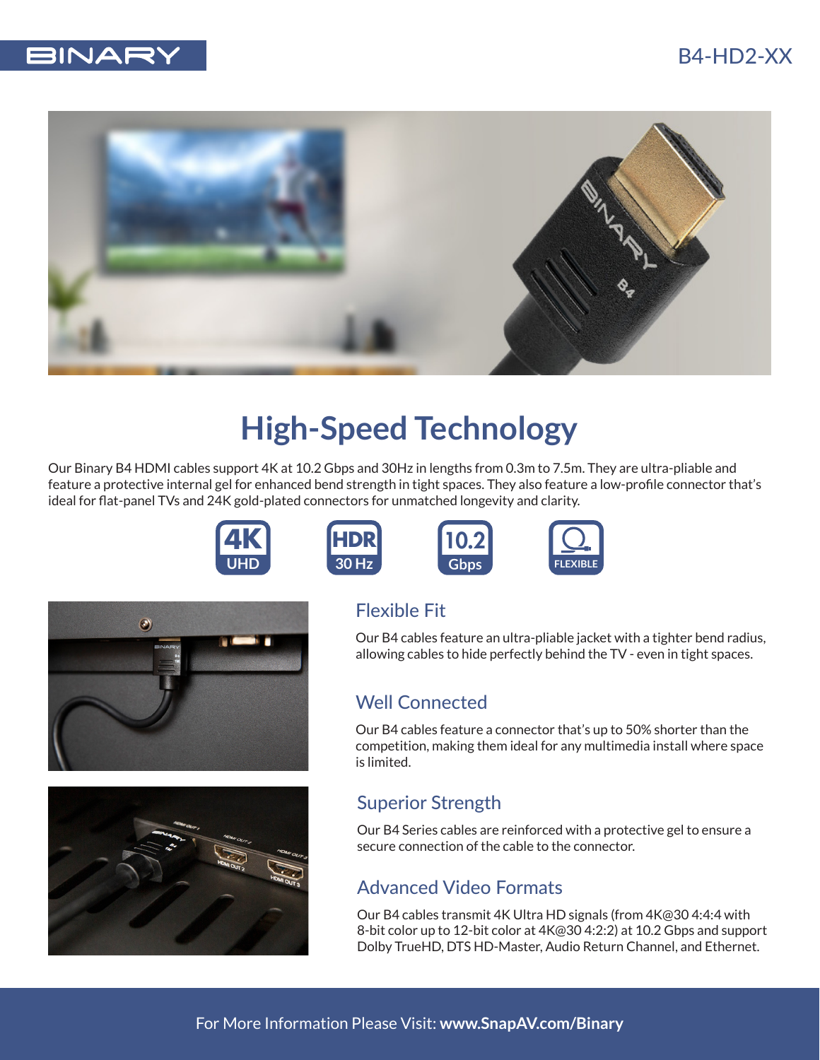BINARY

B4-HD2-XX

# High-Speed Technology

Our Binary B4 HDMI cables support 4K at 10.2 Gbps and 30Hz in lengths from 0.3m to 7.5m. They are ultra-pliable and feature a protective internal gel for enhanced bend strength in tight spaces. They also feature a low-profile connector that's ideal for flat-panel TVs and 24K gold-plated connectors for unmatched longevity and clarity.

4K UHD | HDR 30 Hz | 10.2 Gbps | FLEXIBLE

## Flexible Fit

Our B4 cables feature an ultra-pliable jacket with a tighter bend radius, allowing cables to hide perfectly behind the TV - even in tight spaces.

## Well Connected

Our B4 cables feature a connector that's up to 50% shorter than the competition, making them ideal for any multimedia install where space is limited.

## Superior Strength

Our B4 Series cables are reinforced with a protective gel to ensure a secure connection of the cable to the connector.

## Advanced Video Formats

Our B4 cables transmit 4K Ultra HD signals (from 4K@30 4:4:4 with 8-bit color up to 12-bit color at 4K@30 4:2:2) at 10.2 Gbps and support Dolby TrueHD, DTS HD-Master, Audio Return Channel, and Ethernet.

For More Information Please Visit: **www.SnapAV.com/Binary**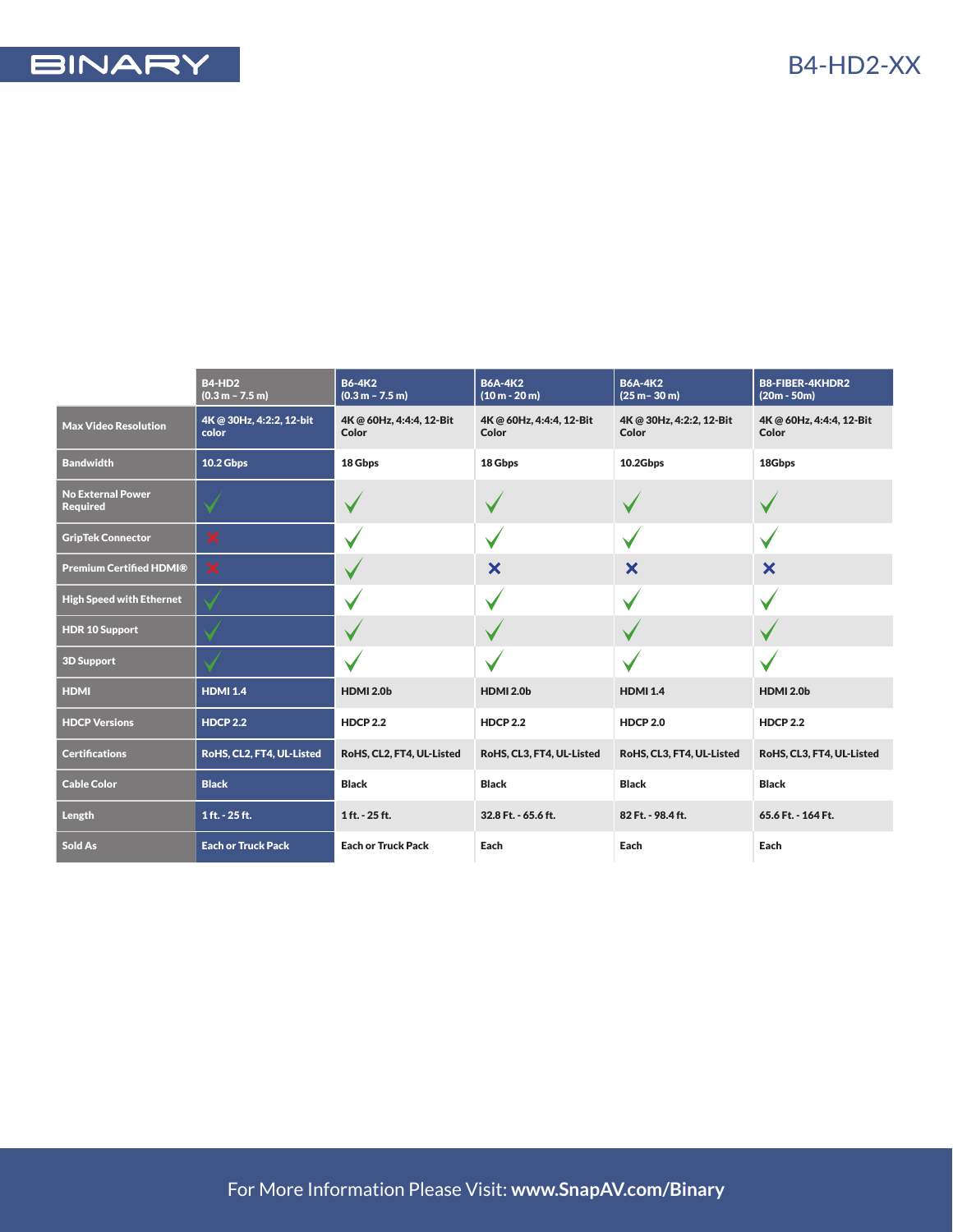| | B4-HD2 (0.3 m – 7.5 m) | B6-4K2 (0.3 m – 7.5 m) | B6A-4K2 (10 m - 20 m) | B6A-4K2 (25 m– 30 m) | B8-FIBER-4KHDR2 (20m - 50m) |
|---|---|---|---|---|---|
| Max Video Resolution | 4K @ 30Hz, 4:2:2, 12-bit color | 4K @ 60Hz, 4:4:4, 12-Bit Color | 4K @ 60Hz, 4:4:4, 12-Bit Color | 4K @ 30Hz, 4:2:2, 12-Bit Color | 4K @ 60Hz, 4:4:4, 12-Bit Color |
| Bandwidth | 10.2 Gbps | 18 Gbps | 18 Gbps | 10.2Gbps | 18Gbps |
| No External Power Required | ✓ | ✓ | ✓ | ✓ | ✓ |
| GripTek Connector | ✗ | ✓ | ✓ | ✓ | ✓ |
| Premium Certified HDMI® | ✗ | ✓ | ✗ | ✗ | ✗ |
| High Speed with Ethernet | ✓ | ✓ | ✓ | ✓ | ✓ |
| HDR 10 Support | ✓ | ✓ | ✓ | ✓ | ✓ |
| 3D Support | ✓ | ✓ | ✓ | ✓ | ✓ |
| HDMI | HDMI 1.4 | HDMI 2.0b | HDMI 2.0b | HDMI 1.4 | HDMI 2.0b |
| HDCP Versions | HDCP 2.2 | HDCP 2.2 | HDCP 2.2 | HDCP 2.0 | HDCP 2.2 |
| Certifications | RoHS, CL2, FT4, UL-Listed | RoHS, CL2, FT4, UL-Listed | RoHS, CL3, FT4, UL-Listed | RoHS, CL3, FT4, UL-Listed | RoHS, CL3, FT4, UL-Listed |
| Cable Color | Black | Black | Black | Black | Black |
| Length | 1 ft. - 25 ft. | 1 ft. - 25 ft. | 32.8 Ft. - 65.6 ft. | 82 Ft. - 98.4 ft. | 65.6 Ft. - 164 Ft. |
| Sold As | Each or Truck Pack | Each or Truck Pack | Each | Each | Each |

For More Information Please Visit: **www.SnapAV.com/Binary**